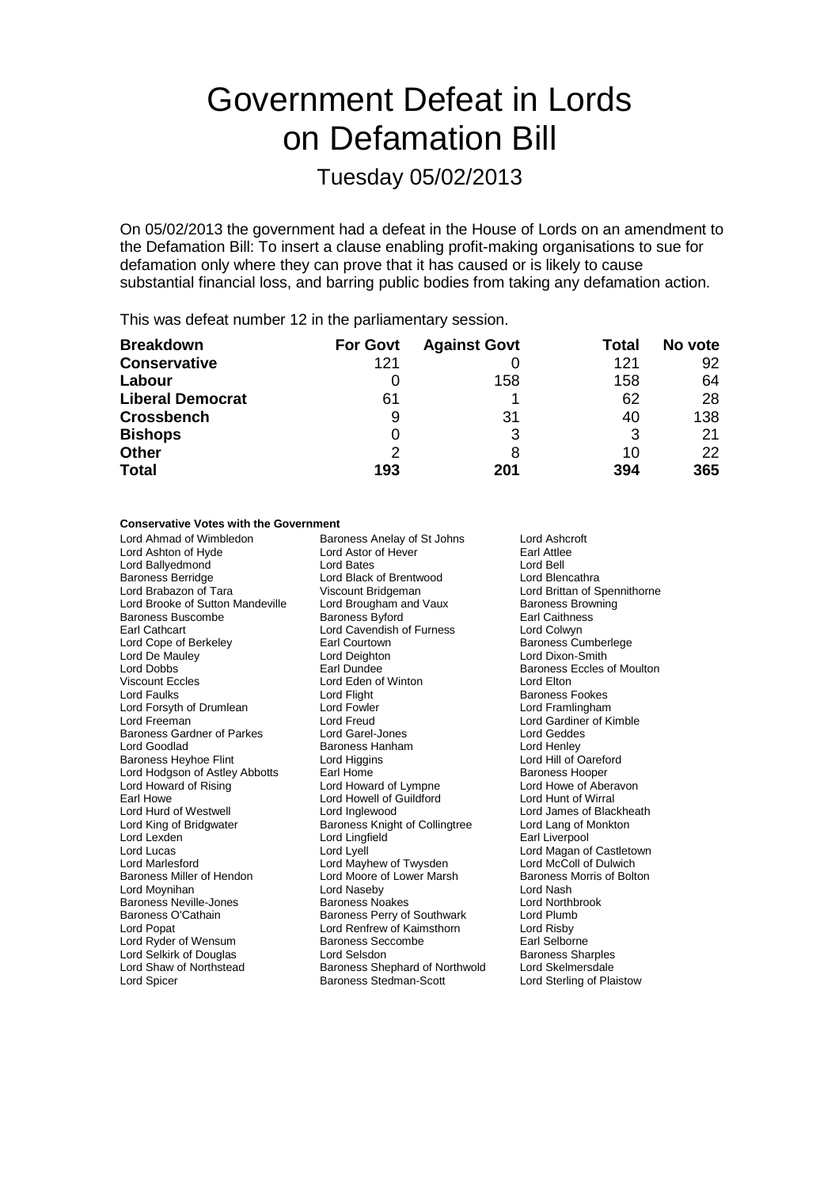# Government Defeat in Lords on Defamation Bill

## Tuesday 05/02/2013

On 05/02/2013 the government had a defeat in the House of Lords on an amendment to the Defamation Bill: To insert a clause enabling profit-making organisations to sue for defamation only where they can prove that it has caused or is likely to cause substantial financial loss, and barring public bodies from taking any defamation action.

This was defeat number 12 in the parliamentary session.

| Breakdown | For Govt | Against Govt | Total | No vote |
|---|---|---|---|---|
| **Conservative** | 121 | 0 | 121 | 92 |
| **Labour** | 0 | 158 | 158 | 64 |
| **Liberal Democrat** | 61 | 1 | 62 | 28 |
| **Crossbench** | 9 | 31 | 40 | 138 |
| **Bishops** | 0 | 3 | 3 | 21 |
| **Other** | 2 | 8 | 10 | 22 |
| **Total** | **193** | **201** | **394** | **365** |

**Conservative Votes with the Government**

Lord Ahmad of Wimbledon
Baroness Anelay of St Johns
Lord Ashcroft
Lord Ashton of Hyde
Lord Astor of Hever
Earl Attlee
Lord Ballyedmond
Lord Bates
Lord Bell
Baroness Berridge
Lord Black of Brentwood
Lord Blencathra
Lord Brabazon of Tara
Viscount Bridgeman
Lord Brittan of Spennithorne
Lord Brooke of Sutton Mandeville
Lord Brougham and Vaux
Baroness Browning
Baroness Buscombe
Baroness Byford
Earl Caithness
Earl Cathcart
Lord Cavendish of Furness
Lord Colwyn
Lord Cope of Berkeley
Earl Courtown
Baroness Cumberlege
Lord De Mauley
Lord Deighton
Lord Dixon-Smith
Lord Dobbs
Earl Dundee
Baroness Eccles of Moulton
Viscount Eccles
Lord Eden of Winton
Lord Elton
Lord Faulks
Lord Flight
Baroness Fookes
Lord Forsyth of Drumlean
Lord Fowler
Lord Framlingham
Lord Freeman
Lord Freud
Lord Gardiner of Kimble
Baroness Gardner of Parkes
Lord Garel-Jones
Lord Geddes
Lord Goodlad
Baroness Hanham
Lord Henley
Baroness Heyhoe Flint
Lord Higgins
Lord Hill of Oareford
Lord Hodgson of Astley Abbotts
Earl Home
Baroness Hooper
Lord Howard of Rising
Lord Howard of Lympne
Lord Howe of Aberavon
Earl Howe
Lord Howell of Guildford
Lord Hunt of Wirral
Lord Hurd of Westwell
Lord Inglewood
Lord James of Blackheath
Lord King of Bridgwater
Baroness Knight of Collingtree
Lord Lang of Monkton
Lord Lexden
Lord Lingfield
Earl Liverpool
Lord Lucas
Lord Lyell
Lord Magan of Castletown
Lord Marlesford
Lord Mayhew of Twysden
Lord McColl of Dulwich
Baroness Miller of Hendon
Lord Moore of Lower Marsh
Baroness Morris of Bolton
Lord Moynihan
Lord Naseby
Lord Nash
Baroness Neville-Jones
Baroness Noakes
Lord Northbrook
Baroness O'Cathain
Baroness Perry of Southwark
Lord Plumb
Lord Popat
Lord Renfrew of Kaimsthorn
Lord Risby
Lord Ryder of Wensum
Baroness Seccombe
Earl Selborne
Lord Selkirk of Douglas
Lord Selsdon
Baroness Sharples
Lord Shaw of Northstead
Baroness Shephard of Northwold
Lord Skelmersdale
Lord Spicer
Baroness Stedman-Scott
Lord Sterling of Plaistow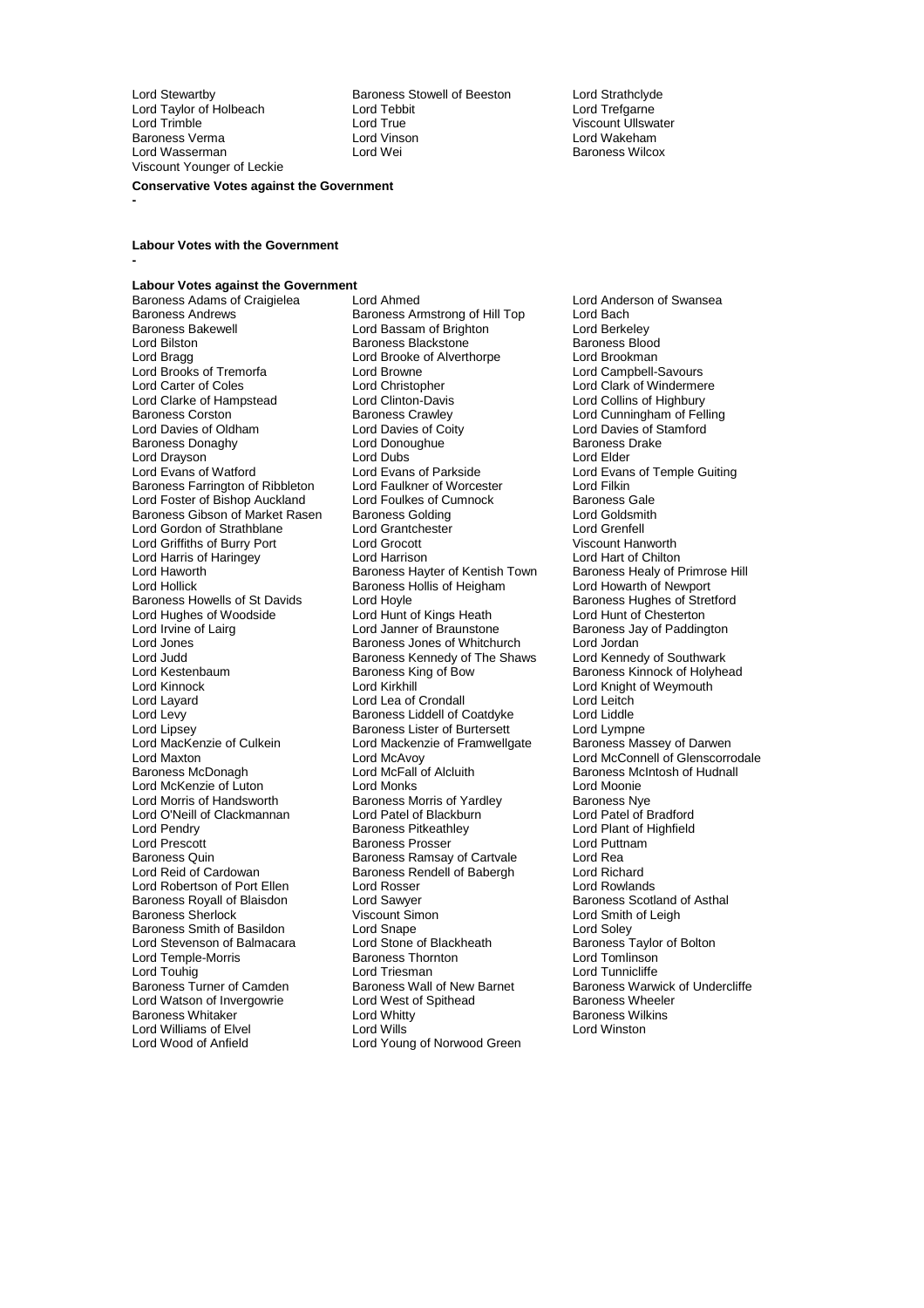Lord Stewartby
Baroness Stowell of Beeston
Lord Strathclyde
Lord Taylor of Holbeach
Lord Tebbit
Lord Trefgarne
Lord Trimble
Lord True
Viscount Ullswater
Baroness Verma
Lord Vinson
Lord Wakeham
Lord Wasserman
Lord Wei
Baroness Wilcox
Viscount Younger of Leckie

**Conservative Votes against the Government**

-

**Labour Votes with the Government**

-

**Labour Votes against the Government**

Baroness Adams of Craigielea
Lord Ahmed
Lord Anderson of Swansea
Baroness Andrews
Baroness Armstrong of Hill Top
Lord Bach
Baroness Bakewell
Lord Bassam of Brighton
Lord Berkeley
Lord Bilston
Baroness Blackstone
Baroness Blood
Lord Bragg
Lord Brooke of Alverthorpe
Lord Brookman
Lord Brooks of Tremorfa
Lord Browne
Lord Campbell-Savours
Lord Carter of Coles
Lord Christopher
Lord Clark of Windermere
Lord Clarke of Hampstead
Lord Clinton-Davis
Lord Collins of Highbury
Baroness Corston
Baroness Crawley
Lord Cunningham of Felling
Lord Davies of Oldham
Lord Davies of Coity
Lord Davies of Stamford
Baroness Donaghy
Lord Donoughue
Baroness Drake
Lord Drayson
Lord Dubs
Lord Elder
Lord Evans of Watford
Lord Evans of Parkside
Lord Evans of Temple Guiting
Baroness Farrington of Ribbleton
Lord Faulkner of Worcester
Lord Filkin
Lord Foster of Bishop Auckland
Lord Foulkes of Cumnock
Baroness Gale
Baroness Gibson of Market Rasen
Baroness Golding
Lord Goldsmith
Lord Gordon of Strathblane
Lord Grantchester
Lord Grenfell
Lord Griffiths of Burry Port
Lord Grocott
Viscount Hanworth
Lord Harris of Haringey
Lord Harrison
Lord Hart of Chilton
Lord Haworth
Baroness Hayter of Kentish Town
Baroness Healy of Primrose Hill
Lord Hollick
Baroness Hollis of Heigham
Lord Howarth of Newport
Baroness Howells of St Davids
Lord Hoyle
Baroness Hughes of Stretford
Lord Hughes of Woodside
Lord Hunt of Kings Heath
Lord Hunt of Chesterton
Lord Irvine of Lairg
Lord Janner of Braunstone
Baroness Jay of Paddington
Lord Jones
Baroness Jones of Whitchurch
Lord Jordan
Lord Judd
Baroness Kennedy of The Shaws
Lord Kennedy of Southwark
Lord Kestenbaum
Baroness King of Bow
Baroness Kinnock of Holyhead
Lord Kinnock
Lord Kirkhill
Lord Knight of Weymouth
Lord Layard
Lord Lea of Crondall
Lord Leitch
Lord Levy
Baroness Liddell of Coatdyke
Lord Liddle
Lord Lipsey
Baroness Lister of Burtersett
Lord Lympne
Lord MacKenzie of Culkein
Lord Mackenzie of Framwellgate
Baroness Massey of Darwen
Lord Maxton
Lord McAvoy
Lord McConnell of Glenscorrodale
Baroness McDonagh
Lord McFall of Alcluith
Baroness McIntosh of Hudnall
Lord McKenzie of Luton
Lord Monks
Lord Moonie
Lord Morris of Handsworth
Baroness Morris of Yardley
Baroness Nye
Lord O'Neill of Clackmannan
Lord Patel of Blackburn
Lord Patel of Bradford
Lord Pendry
Baroness Pitkeathley
Lord Plant of Highfield
Lord Prescott
Baroness Prosser
Lord Puttnam
Baroness Quin
Baroness Ramsay of Cartvale
Lord Rea
Lord Reid of Cardowan
Baroness Rendell of Babergh
Lord Richard
Lord Robertson of Port Ellen
Lord Rosser
Lord Rowlands
Baroness Royall of Blaisdon
Lord Sawyer
Baroness Scotland of Asthal
Baroness Sherlock
Viscount Simon
Lord Smith of Leigh
Baroness Smith of Basildon
Lord Snape
Lord Soley
Lord Stevenson of Balmacara
Lord Stone of Blackheath
Baroness Taylor of Bolton
Lord Temple-Morris
Baroness Thornton
Lord Tomlinson
Lord Touhig
Lord Triesman
Lord Tunnicliffe
Baroness Turner of Camden
Baroness Wall of New Barnet
Baroness Warwick of Undercliffe
Lord Watson of Invergowrie
Lord West of Spithead
Baroness Wheeler
Baroness Whitaker
Lord Whitty
Baroness Wilkins
Lord Williams of Elvel
Lord Wills
Lord Winston
Lord Wood of Anfield
Lord Young of Norwood Green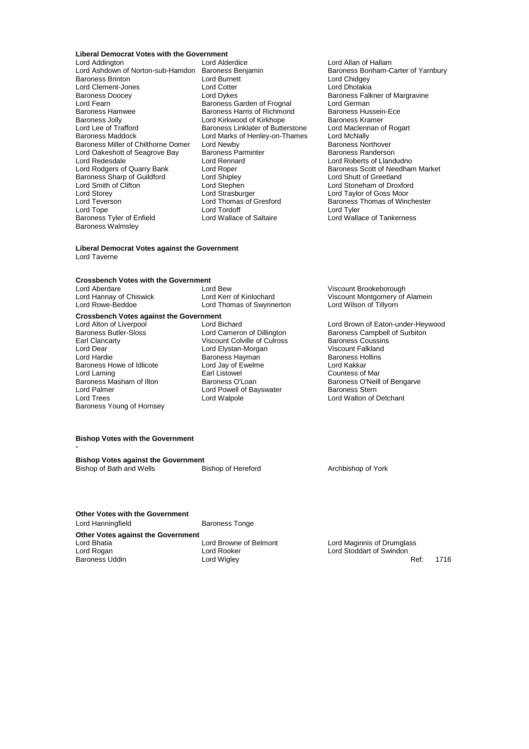**Liberal Democrat Votes with the Government**

| | | |
|---|---|---|
| Lord Addington | Lord Alderdice | Lord Allan of Hallam |
| Lord Ashdown of Norton-sub-Hamdon | Baroness Benjamin | Baroness Bonham-Carter of Yarnbury |
| Baroness Brinton | Lord Burnett | Lord Chidgey |
| Lord Clement-Jones | Lord Cotter | Lord Dholakia |
| Baroness Doocey | Lord Dykes | Baroness Falkner of Margravine |
| Lord Fearn | Baroness Garden of Frognal | Lord German |
| Baroness Hamwee | Baroness Harris of Richmond | Baroness Hussein-Ece |
| Baroness Jolly | Lord Kirkwood of Kirkhope | Baroness Kramer |
| Lord Lee of Trafford | Baroness Linklater of Butterstone | Lord Maclennan of Rogart |
| Baroness Maddock | Lord Marks of Henley-on-Thames | Lord McNally |
| Baroness Miller of Chilthorne Domer | Lord Newby | Baroness Northover |
| Lord Oakeshott of Seagrove Bay | Baroness Parminter | Baroness Randerson |
| Lord Redesdale | Lord Rennard | Lord Roberts of Llandudno |
| Lord Rodgers of Quarry Bank | Lord Roper | Baroness Scott of Needham Market |
| Baroness Sharp of Guildford | Lord Shipley | Lord Shutt of Greetland |
| Lord Smith of Clifton | Lord Stephen | Lord Stoneham of Droxford |
| Lord Storey | Lord Strasburger | Lord Taylor of Goss Moor |
| Lord Teverson | Lord Thomas of Gresford | Baroness Thomas of Winchester |
| Lord Tope | Lord Tordoff | Lord Tyler |
| Baroness Tyler of Enfield | Lord Wallace of Saltaire | Lord Wallace of Tankerness |
| Baroness Walmsley | | |

**Liberal Democrat Votes against the Government**

Lord Taverne

**Crossbench Votes with the Government**

| | | |
|---|---|---|
| Lord Aberdare | Lord Bew | Viscount Brookeborough |
| Lord Hannay of Chiswick | Lord Kerr of Kinlochard | Viscount Montgomery of Alamein |
| Lord Rowe-Beddoe | Lord Thomas of Swynnerton | Lord Wilson of Tillyorn |

**Crossbench Votes against the Government**

| | | |
|---|---|---|
| Lord Alton of Liverpool | Lord Bichard | Lord Brown of Eaton-under-Heywood |
| Baroness Butler-Sloss | Lord Cameron of Dillington | Baroness Campbell of Surbiton |
| Earl Clancarty | Viscount Colville of Culross | Baroness Coussins |
| Lord Dear | Lord Elystan-Morgan | Viscount Falkland |
| Lord Hardie | Baroness Hayman | Baroness Hollins |
| Baroness Howe of Idlicote | Lord Jay of Ewelme | Lord Kakkar |
| Lord Laming | Earl Listowel | Countess of Mar |
| Baroness Masham of Ilton | Baroness O'Loan | Baroness O'Neill of Bengarve |
| Lord Palmer | Lord Powell of Bayswater | Baroness Stern |
| Lord Trees | Lord Walpole | Lord Walton of Detchant |
| Baroness Young of Hornsey | | |

**Bishop Votes with the Government**

-

**Bishop Votes against the Government**

| | | |
|---|---|---|
| Bishop of Bath and Wells | Bishop of Hereford | Archbishop of York |

**Other Votes with the Government**

| | |
|---|---|
| Lord Hanningfield | Baroness Tonge |

**Other Votes against the Government**

| | | |
|---|---|---|
| Lord Bhatia | Lord Browne of Belmont | Lord Maginnis of Drumglass |
| Lord Rogan | Lord Rooker | Lord Stoddart of Swindon |
| Baroness Uddin | Lord Wigley | |

Ref: 1716